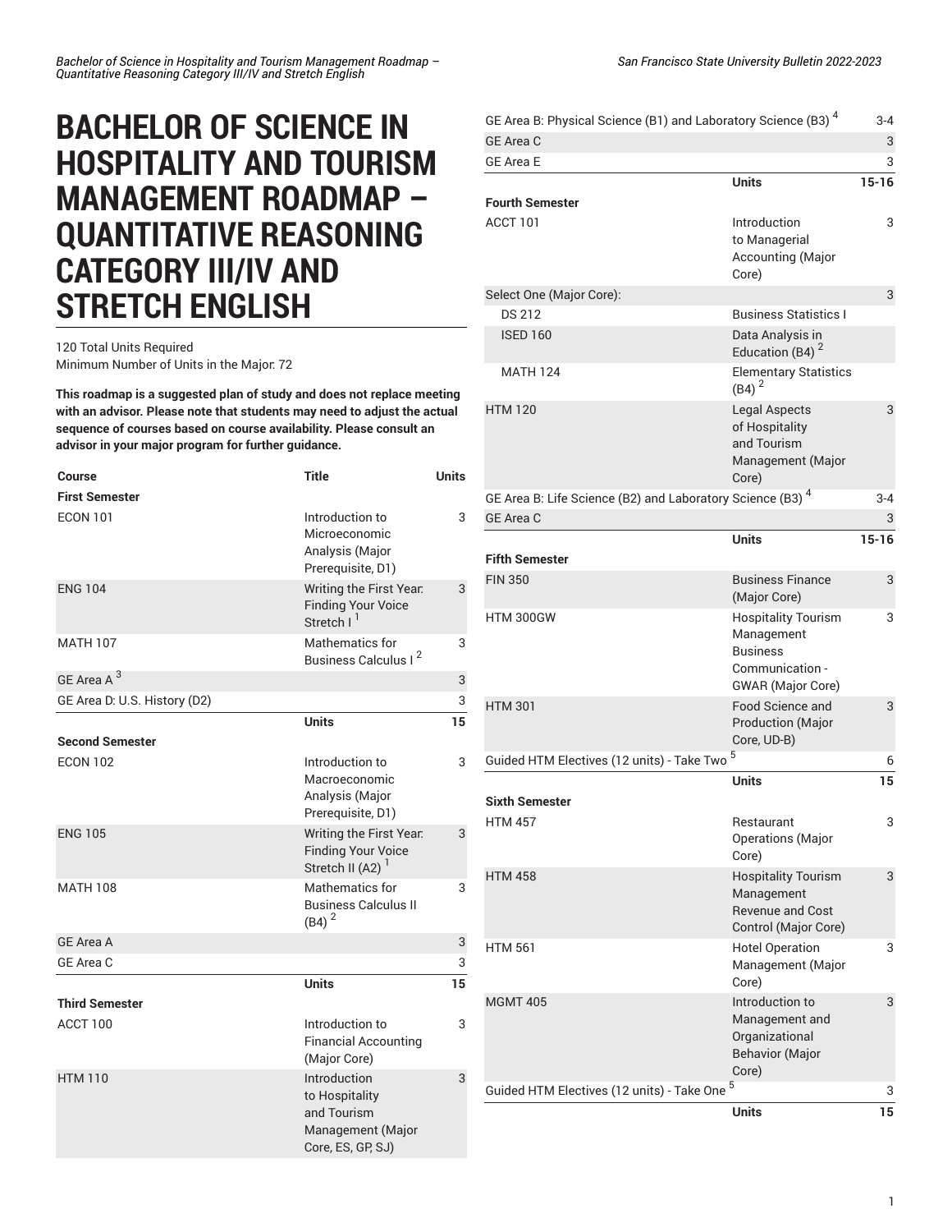# BACHELOR OF SCIENCE IN HOSPITALITY AND TOURISM MANAGEMENT ROADMAP – QUANTITATIVE REASONING CATEGORY III/IV AND STRETCH ENGLISH

120 Total Units Required
Minimum Number of Units in the Major: 72

**This roadmap is a suggested plan of study and does not replace meeting with an advisor. Please note that students may need to adjust the actual sequence of courses based on course availability. Please consult an advisor in your major program for further guidance.**

| Course | Title | Units |
|---|---|---|
| **First Semester** | | |
| ECON 101 | Introduction to Microeconomic Analysis (Major Prerequisite, D1) | 3 |
| ENG 104 | Writing the First Year: Finding Your Voice Stretch I [1] | 3 |
| MATH 107 | Mathematics for Business Calculus I [2] | 3 |
| GE Area A [3] | | 3 |
| GE Area D: U.S. History (D2) | | 3 |
| | **Units** | **15** |
| **Second Semester** | | |
| ECON 102 | Introduction to Macroeconomic Analysis (Major Prerequisite, D1) | 3 |
| ENG 105 | Writing the First Year: Finding Your Voice Stretch II (A2) [1] | 3 |
| MATH 108 | Mathematics for Business Calculus II (B4) [2] | 3 |
| GE Area A | | 3 |
| GE Area C | | 3 |
| | **Units** | **15** |
| **Third Semester** | | |
| ACCT 100 | Introduction to Financial Accounting (Major Core) | 3 |
| HTM 110 | Introduction to Hospitality and Tourism Management (Major Core, ES, GP, SJ) | 3 |
| GE Area B: Physical Science (B1) and Laboratory Science (B3) [4] | | 3-4 |
| GE Area C | | 3 |
| GE Area E | | 3 |
| | **Units** | **15-16** |
| **Fourth Semester** | | |
| ACCT 101 | Introduction to Managerial Accounting (Major Core) | 3 |
| Select One (Major Core): | | 3 |
| DS 212 | Business Statistics I | |
| ISED 160 | Data Analysis in Education (B4) [2] | |
| MATH 124 | Elementary Statistics (B4) [2] | |
| HTM 120 | Legal Aspects of Hospitality and Tourism Management (Major Core) | 3 |
| GE Area B: Life Science (B2) and Laboratory Science (B3) [4] | | 3-4 |
| GE Area C | | 3 |
| | **Units** | **15-16** |
| **Fifth Semester** | | |
| FIN 350 | Business Finance (Major Core) | 3 |
| HTM 300GW | Hospitality Tourism Management Business Communication - GWAR (Major Core) | 3 |
| HTM 301 | Food Science and Production (Major Core, UD-B) | 3 |
| Guided HTM Electives (12 units) - Take Two [5] | | 6 |
| | **Units** | **15** |
| **Sixth Semester** | | |
| HTM 457 | Restaurant Operations (Major Core) | 3 |
| HTM 458 | Hospitality Tourism Management Revenue and Cost Control (Major Core) | 3 |
| HTM 561 | Hotel Operation Management (Major Core) | 3 |
| MGMT 405 | Introduction to Management and Organizational Behavior (Major Core) | 3 |
| Guided HTM Electives (12 units) - Take One [5] | | 3 |
| | **Units** | **15** |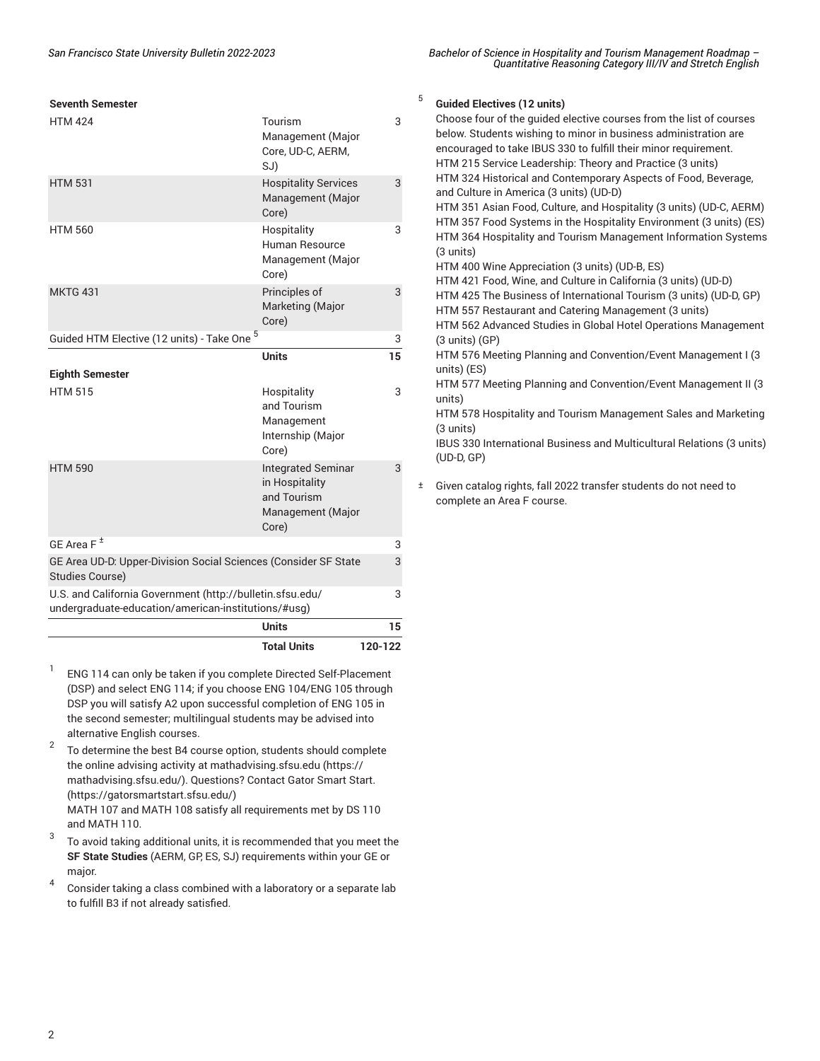| | | |
|---|---|---|
| **Seventh Semester** | | |
| HTM 424 | Tourism Management (Major Core, UD-C, AERM, SJ) | 3 |
| HTM 531 | Hospitality Services Management (Major Core) | 3 |
| HTM 560 | Hospitality Human Resource Management (Major Core) | 3 |
| MKTG 431 | Principles of Marketing (Major Core) | 3 |
| Guided HTM Elective (12 units) - Take One [5] | | 3 |
| | **Units** | **15** |
| **Eighth Semester** | | |
| HTM 515 | Hospitality and Tourism Management Internship (Major Core) | 3 |
| HTM 590 | Integrated Seminar in Hospitality and Tourism Management (Major Core) | 3 |
| GE Area F [±] | | 3 |
| GE Area UD-D: Upper-Division Social Sciences (Consider SF State Studies Course) | | 3 |
| U.S. and California Government (http://bulletin.sfsu.edu/undergraduate-education/american-institutions/#usg) | | 3 |
| | **Units** | **15** |
| | **Total Units** | **120-122** |

1. ENG 114 can only be taken if you complete Directed Self-Placement (DSP) and select ENG 114; if you choose ENG 104/ENG 105 through DSP you will satisfy A2 upon successful completion of ENG 105 in the second semester; multilingual students may be advised into alternative English courses.
2. To determine the best B4 course option, students should complete the online advising activity at mathadvising.sfsu.edu (https://mathadvising.sfsu.edu/). Questions? Contact Gator Smart Start. (https://gatorsmartstart.sfsu.edu/)
   MATH 107 and MATH 108 satisfy all requirements met by DS 110 and MATH 110.
3. To avoid taking additional units, it is recommended that you meet the **SF State Studies** (AERM, GP, ES, SJ) requirements within your GE or major.
4. Consider taking a class combined with a laboratory or a separate lab to fulfill B3 if not already satisfied.
5. **Guided Electives (12 units)**
   Choose four of the guided elective courses from the list of courses below. Students wishing to minor in business administration are encouraged to take IBUS 330 to fulfill their minor requirement.
   HTM 215 Service Leadership: Theory and Practice (3 units)
   HTM 324 Historical and Contemporary Aspects of Food, Beverage, and Culture in America (3 units) (UD-D)
   HTM 351 Asian Food, Culture, and Hospitality (3 units) (UD-C, AERM)
   HTM 357 Food Systems in the Hospitality Environment (3 units) (ES)
   HTM 364 Hospitality and Tourism Management Information Systems (3 units)
   HTM 400 Wine Appreciation (3 units) (UD-B, ES)
   HTM 421 Food, Wine, and Culture in California (3 units) (UD-D)
   HTM 425 The Business of International Tourism (3 units) (UD-D, GP)
   HTM 557 Restaurant and Catering Management (3 units)
   HTM 562 Advanced Studies in Global Hotel Operations Management (3 units) (GP)
   HTM 576 Meeting Planning and Convention/Event Management I (3 units) (ES)
   HTM 577 Meeting Planning and Convention/Event Management II (3 units)
   HTM 578 Hospitality and Tourism Management Sales and Marketing (3 units)
   IBUS 330 International Business and Multicultural Relations (3 units) (UD-D, GP)

± Given catalog rights, fall 2022 transfer students do not need to complete an Area F course.